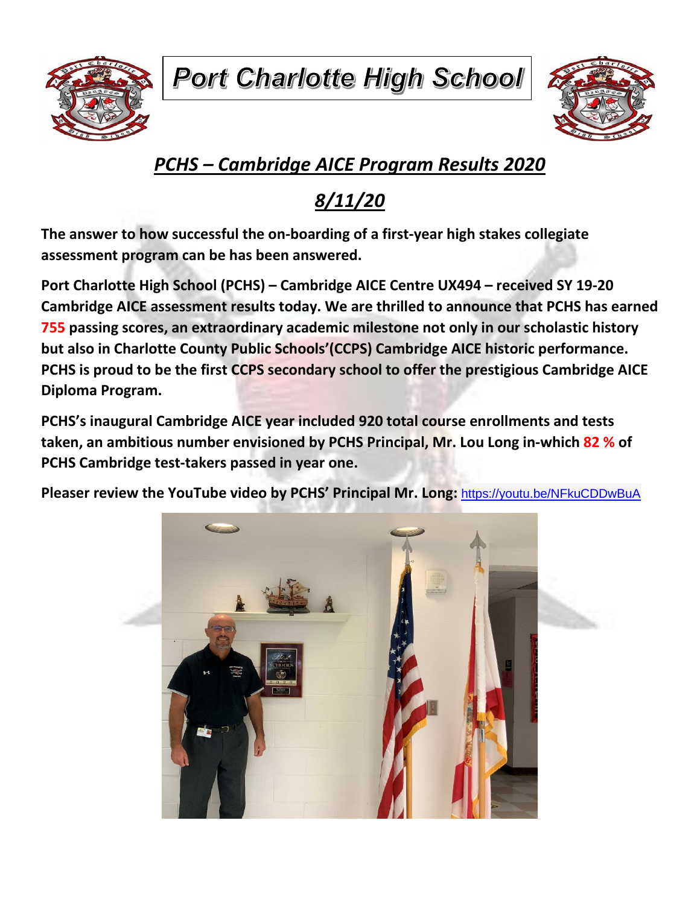# Port Charlotte High School

## *PCHS – Cambridge AICE Program Results 2020*

## *8/11/20*

**The answer to how successful the on-boarding of a first-year high stakes collegiate assessment program can be has been answered.**

**Port Charlotte High School (PCHS) – Cambridge AICE Centre UX494 – received SY 19-20 Cambridge AICE assessment results today. We are thrilled to announce that PCHS has earned 755 passing scores, an extraordinary academic milestone not only in our scholastic history but also in Charlotte County Public Schools'(CCPS) Cambridge AICE historic performance. PCHS is proud to be the first CCPS secondary school to offer the prestigious Cambridge AICE Diploma Program.**

**PCHS's inaugural Cambridge AICE year included 920 total course enrollments and tests taken, an ambitious number envisioned by PCHS Principal, Mr. Lou Long in-which 82 % of PCHS Cambridge test-takers passed in year one.**

**Pleaser review the YouTube video by PCHS' Principal Mr. Long:** https://youtu.be/NFkuCDDwBuA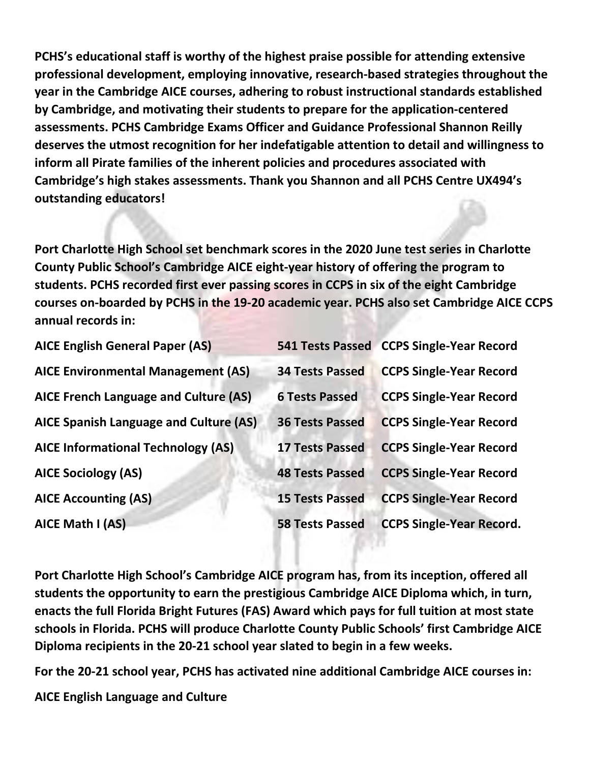**PCHS's educational staff is worthy of the highest praise possible for attending extensive professional development, employing innovative, research-based strategies throughout the year in the Cambridge AICE courses, adhering to robust instructional standards established by Cambridge, and motivating their students to prepare for the application-centered assessments. PCHS Cambridge Exams Officer and Guidance Professional Shannon Reilly deserves the utmost recognition for her indefatigable attention to detail and willingness to inform all Pirate families of the inherent policies and procedures associated with Cambridge's high stakes assessments. Thank you Shannon and all PCHS Centre UX494's outstanding educators!**

**Port Charlotte High School set benchmark scores in the 2020 June test series in Charlotte County Public School's Cambridge AICE eight-year history of offering the program to students. PCHS recorded first ever passing scores in CCPS in six of the eight Cambridge courses on-boarded by PCHS in the 19-20 academic year. PCHS also set Cambridge AICE CCPS annual records in:**

| | | |
|---|---|---|
| **AICE English General Paper (AS)** | **541 Tests Passed** | **CCPS Single-Year Record** |
| **AICE Environmental Management (AS)** | **34 Tests Passed** | **CCPS Single-Year Record** |
| **AICE French Language and Culture (AS)** | **6 Tests Passed** | **CCPS Single-Year Record** |
| **AICE Spanish Language and Culture (AS)** | **36 Tests Passed** | **CCPS Single-Year Record** |
| **AICE Informational Technology (AS)** | **17 Tests Passed** | **CCPS Single-Year Record** |
| **AICE Sociology (AS)** | **48 Tests Passed** | **CCPS Single-Year Record** |
| **AICE Accounting (AS)** | **15 Tests Passed** | **CCPS Single-Year Record** |
| **AICE Math I (AS)** | **58 Tests Passed** | **CCPS Single-Year Record.** |

**Port Charlotte High School's Cambridge AICE program has, from its inception, offered all students the opportunity to earn the prestigious Cambridge AICE Diploma which, in turn, enacts the full Florida Bright Futures (FAS) Award which pays for full tuition at most state schools in Florida. PCHS will produce Charlotte County Public Schools' first Cambridge AICE Diploma recipients in the 20-21 school year slated to begin in a few weeks.**

**For the 20-21 school year, PCHS has activated nine additional Cambridge AICE courses in:**

**AICE English Language and Culture**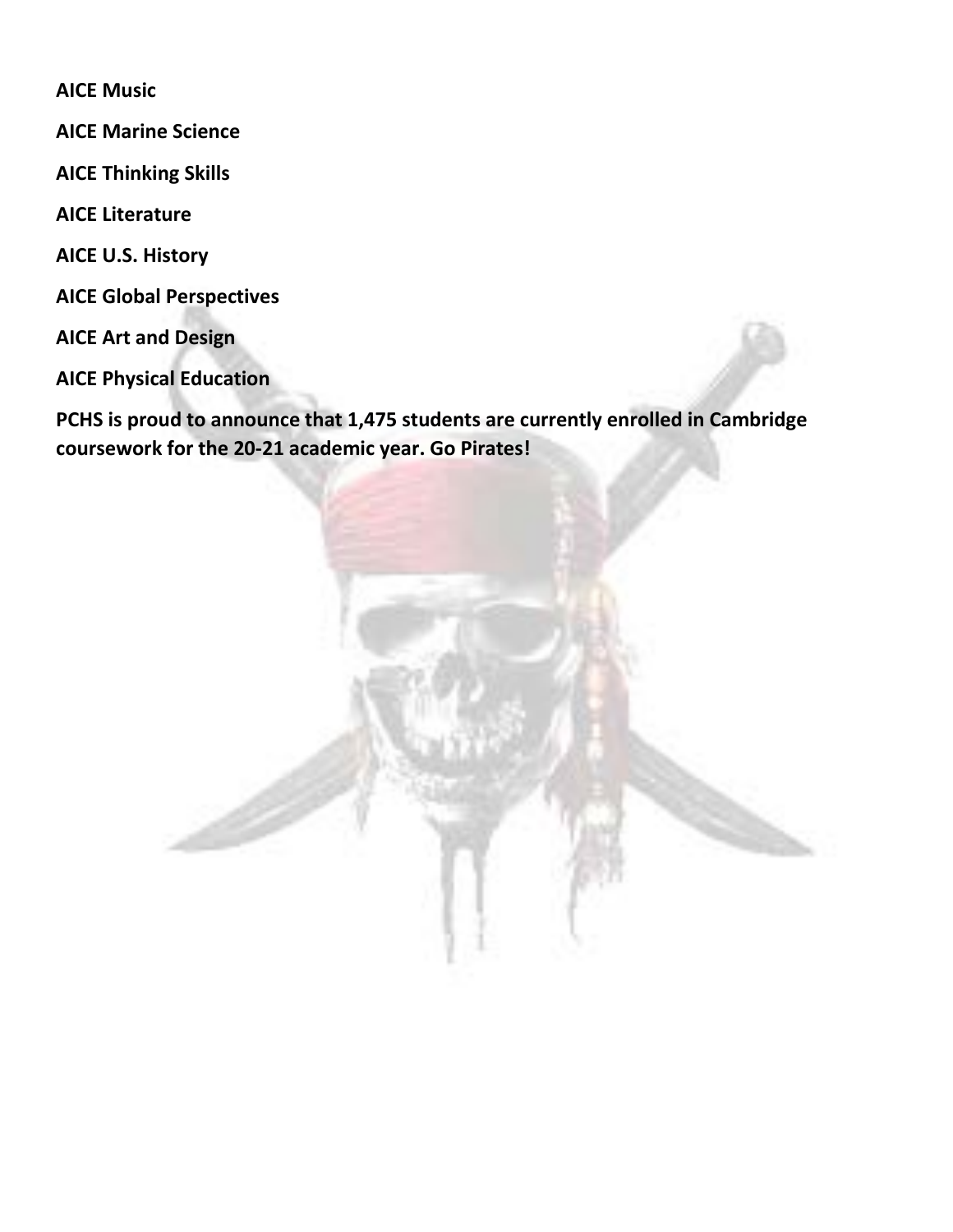**AICE Music**

**AICE Marine Science**

**AICE Thinking Skills**

**AICE Literature**

**AICE U.S. History**

**AICE Global Perspectives**

**AICE Art and Design**

**AICE Physical Education**

**PCHS is proud to announce that 1,475 students are currently enrolled in Cambridge coursework for the 20-21 academic year. Go Pirates!**